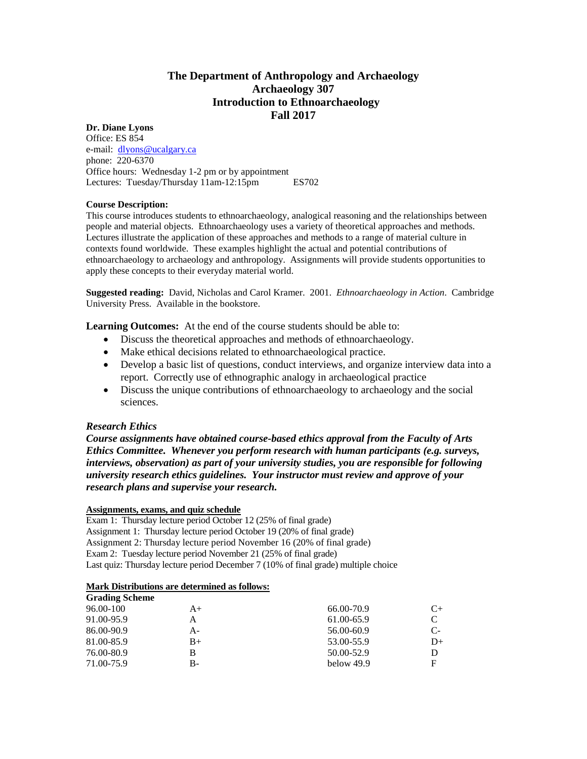# The Department of Anthropology and Archaeology
# Archaeology 307
# Introduction to Ethnoarchaeology
# Fall 2017

**Dr. Diane Lyons**
Office: ES 854
e-mail: dlyons@ucalgary.ca
phone: 220-6370
Office hours: Wednesday 1-2 pm or by appointment
Lectures: Tuesday/Thursday 11am-12:15pm ES702

**Course Description:**
This course introduces students to ethnoarchaeology, analogical reasoning and the relationships between people and material objects. Ethnoarchaeology uses a variety of theoretical approaches and methods. Lectures illustrate the application of these approaches and methods to a range of material culture in contexts found worldwide. These examples highlight the actual and potential contributions of ethnoarchaeology to archaeology and anthropology. Assignments will provide students opportunities to apply these concepts to their everyday material world.

**Suggested reading:** David, Nicholas and Carol Kramer. 2001. *Ethnoarchaeology in Action*. Cambridge University Press. Available in the bookstore.

**Learning Outcomes:** At the end of the course students should be able to:

- Discuss the theoretical approaches and methods of ethnoarchaeology.
- Make ethical decisions related to ethnoarchaeological practice.
- Develop a basic list of questions, conduct interviews, and organize interview data into a report. Correctly use of ethnographic analogy in archaeological practice
- Discuss the unique contributions of ethnoarchaeology to archaeology and the social sciences.

### *Research Ethics*

***Course assignments have obtained course-based ethics approval from the Faculty of Arts Ethics Committee. Whenever you perform research with human participants (e.g. surveys, interviews, observation) as part of your university studies, you are responsible for following university research ethics guidelines. Your instructor must review and approve of your research plans and supervise your research.***

**Assignments, exams, and quiz schedule**
Exam 1: Thursday lecture period October 12 (25% of final grade)
Assignment 1: Thursday lecture period October 19 (20% of final grade)
Assignment 2: Thursday lecture period November 16 (20% of final grade)
Exam 2: Tuesday lecture period November 21 (25% of final grade)
Last quiz: Thursday lecture period December 7 (10% of final grade) multiple choice

**Mark Distributions are determined as follows:**

**Grading Scheme**

| | | | |
|---|---|---|---|
| 96.00-100 | A+ | 66.00-70.9 | C+ |
| 91.00-95.9 | A | 61.00-65.9 | C |
| 86.00-90.9 | A- | 56.00-60.9 | C- |
| 81.00-85.9 | B+ | 53.00-55.9 | D+ |
| 76.00-80.9 | B | 50.00-52.9 | D |
| 71.00-75.9 | B- | below 49.9 | F |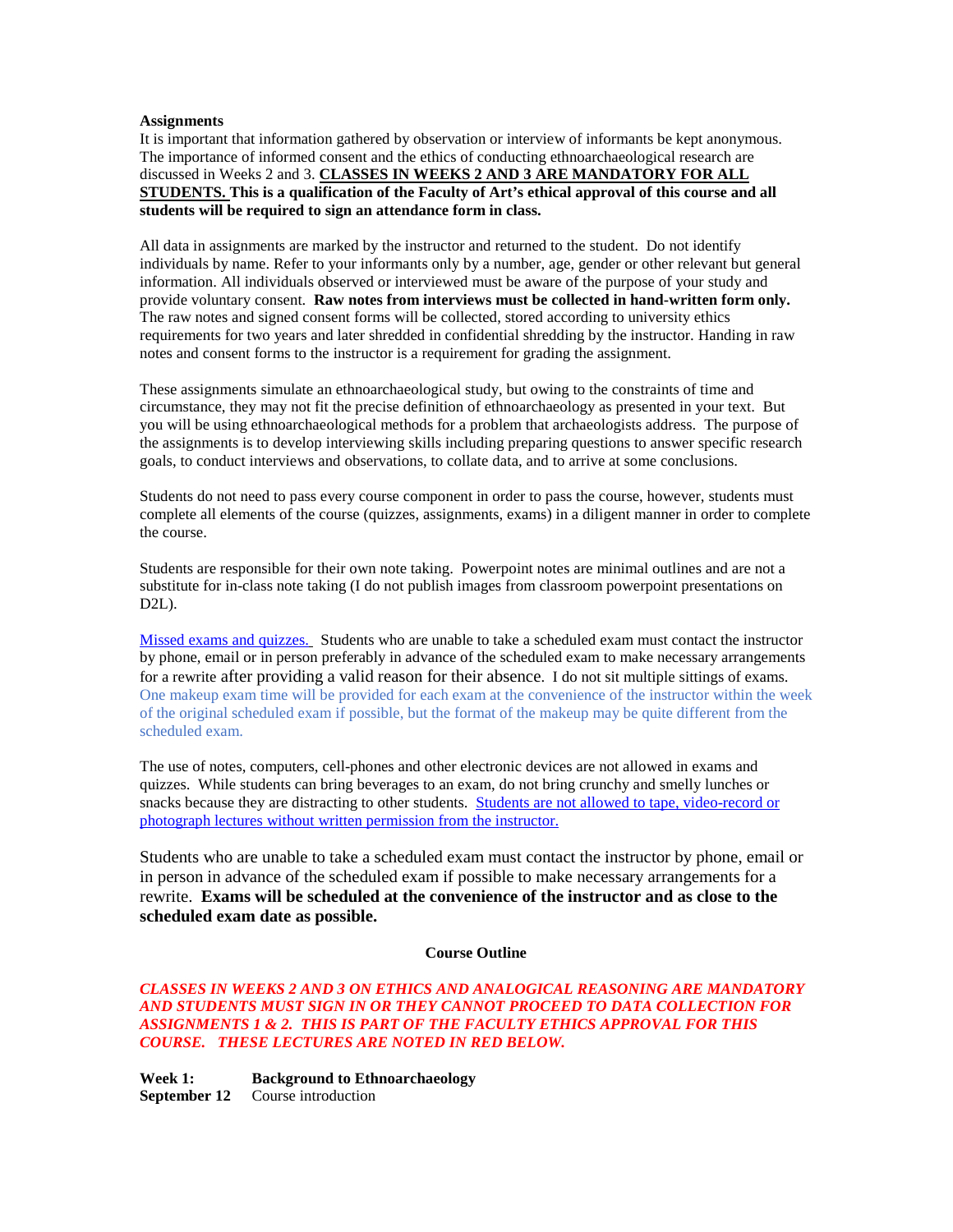**Assignments**

It is important that information gathered by observation or interview of informants be kept anonymous. The importance of informed consent and the ethics of conducting ethnoarchaeological research are discussed in Weeks 2 and 3. **CLASSES IN WEEKS 2 AND 3 ARE MANDATORY FOR ALL STUDENTS. This is a qualification of the Faculty of Art's ethical approval of this course and all students will be required to sign an attendance form in class.**

All data in assignments are marked by the instructor and returned to the student. Do not identify individuals by name. Refer to your informants only by a number, age, gender or other relevant but general information. All individuals observed or interviewed must be aware of the purpose of your study and provide voluntary consent. **Raw notes from interviews must be collected in hand-written form only.** The raw notes and signed consent forms will be collected, stored according to university ethics requirements for two years and later shredded in confidential shredding by the instructor. Handing in raw notes and consent forms to the instructor is a requirement for grading the assignment.

These assignments simulate an ethnoarchaeological study, but owing to the constraints of time and circumstance, they may not fit the precise definition of ethnoarchaeology as presented in your text. But you will be using ethnoarchaeological methods for a problem that archaeologists address. The purpose of the assignments is to develop interviewing skills including preparing questions to answer specific research goals, to conduct interviews and observations, to collate data, and to arrive at some conclusions.

Students do not need to pass every course component in order to pass the course, however, students must complete all elements of the course (quizzes, assignments, exams) in a diligent manner in order to complete the course.

Students are responsible for their own note taking. Powerpoint notes are minimal outlines and are not a substitute for in-class note taking (I do not publish images from classroom powerpoint presentations on D2L).

Missed exams and quizzes. Students who are unable to take a scheduled exam must contact the instructor by phone, email or in person preferably in advance of the scheduled exam to make necessary arrangements for a rewrite after providing a valid reason for their absence. I do not sit multiple sittings of exams. One makeup exam time will be provided for each exam at the convenience of the instructor within the week of the original scheduled exam if possible, but the format of the makeup may be quite different from the scheduled exam.

The use of notes, computers, cell-phones and other electronic devices are not allowed in exams and quizzes. While students can bring beverages to an exam, do not bring crunchy and smelly lunches or snacks because they are distracting to other students. Students are not allowed to tape, video-record or photograph lectures without written permission from the instructor.

Students who are unable to take a scheduled exam must contact the instructor by phone, email or in person in advance of the scheduled exam if possible to make necessary arrangements for a rewrite. **Exams will be scheduled at the convenience of the instructor and as close to the scheduled exam date as possible.**

**Course Outline**

***CLASSES IN WEEKS 2 AND 3 ON ETHICS AND ANALOGICAL REASONING ARE MANDATORY AND STUDENTS MUST SIGN IN OR THEY CANNOT PROCEED TO DATA COLLECTION FOR ASSIGNMENTS 1 & 2. THIS IS PART OF THE FACULTY ETHICS APPROVAL FOR THIS COURSE. THESE LECTURES ARE NOTED IN RED BELOW.***

**Week 1:** **Background to Ethnoarchaeology**
**September 12** Course introduction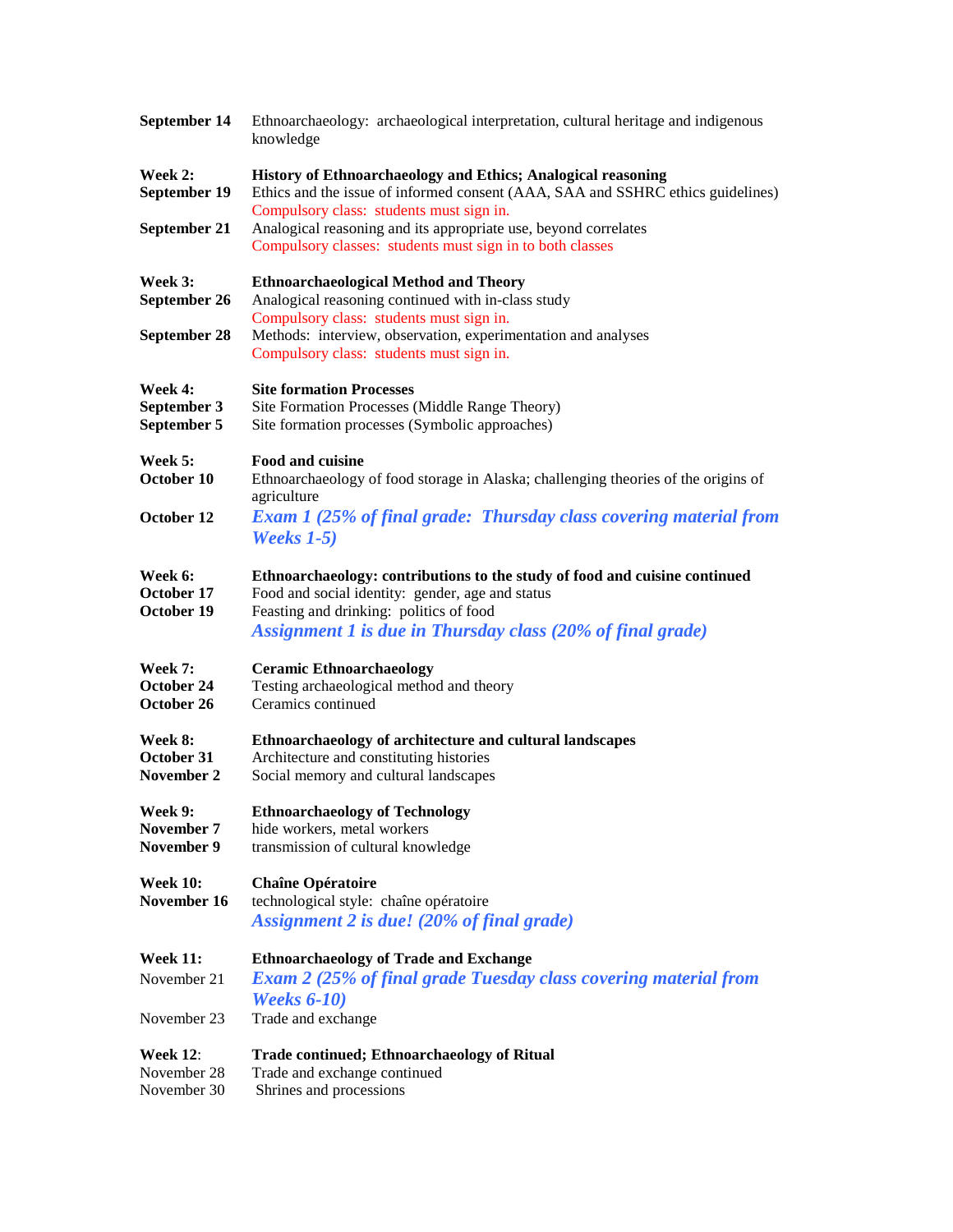**September 14** Ethnoarchaeology: archaeological interpretation, cultural heritage and indigenous knowledge

**Week 2:** **History of Ethnoarchaeology and Ethics; Analogical reasoning**

**September 19** Ethics and the issue of informed consent (AAA, SAA and SSHRC ethics guidelines)
Compulsory class: students must sign in.

**September 21** Analogical reasoning and its appropriate use, beyond correlates
Compulsory classes: students must sign in to both classes

**Week 3:** **Ethnoarchaeological Method and Theory**

**September 26** Analogical reasoning continued with in-class study
Compulsory class: students must sign in.

**September 28** Methods: interview, observation, experimentation and analyses
Compulsory class: students must sign in.

**Week 4:** **Site formation Processes**

**September 3** Site Formation Processes (Middle Range Theory)

**September 5** Site formation processes (Symbolic approaches)

**Week 5:** **Food and cuisine**

**October 10** Ethnoarchaeology of food storage in Alaska; challenging theories of the origins of agriculture

**October 12** ***Exam 1 (25% of final grade: Thursday class covering material from Weeks 1-5)***

**Week 6:** **Ethnoarchaeology: contributions to the study of food and cuisine continued**

**October 17** Food and social identity: gender, age and status

**October 19** Feasting and drinking: politics of food
***Assignment 1 is due in Thursday class (20% of final grade)***

**Week 7:** **Ceramic Ethnoarchaeology**

**October 24** Testing archaeological method and theory

**October 26** Ceramics continued

**Week 8:** **Ethnoarchaeology of architecture and cultural landscapes**

**October 31** Architecture and constituting histories

**November 2** Social memory and cultural landscapes

**Week 9:** **Ethnoarchaeology of Technology**

**November 7** hide workers, metal workers

**November 9** transmission of cultural knowledge

**Week 10:** **Chaîne Opératoire**

**November 16** technological style: chaîne opératoire
***Assignment 2 is due! (20% of final grade)***

**Week 11:** **Ethnoarchaeology of Trade and Exchange**

November 21 ***Exam 2 (25% of final grade Tuesday class covering material from Weeks 6-10)***

November 23 Trade and exchange

**Week 12**: **Trade continued; Ethnoarchaeology of Ritual**

November 28 Trade and exchange continued

November 30 Shrines and processions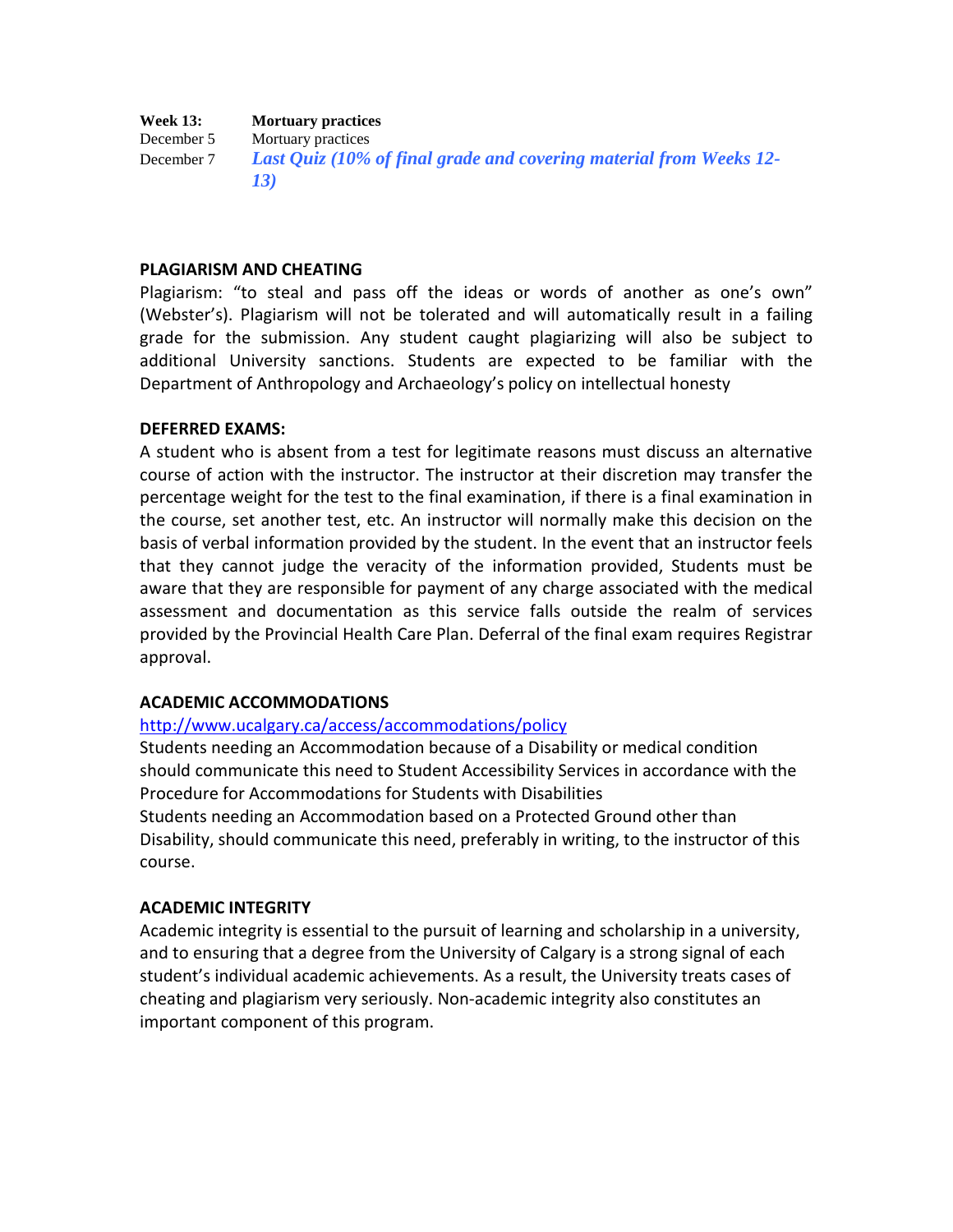| **Week 13:** | **Mortuary practices** |
|---|---|
| December 5 | Mortuary practices |
| December 7 | ***Last Quiz (10% of final grade and covering material from Weeks 12-13)*** |

**PLAGIARISM AND CHEATING**

Plagiarism: "to steal and pass off the ideas or words of another as one's own" (Webster's). Plagiarism will not be tolerated and will automatically result in a failing grade for the submission. Any student caught plagiarizing will also be subject to additional University sanctions. Students are expected to be familiar with the Department of Anthropology and Archaeology's policy on intellectual honesty

**DEFERRED EXAMS:**

A student who is absent from a test for legitimate reasons must discuss an alternative course of action with the instructor. The instructor at their discretion may transfer the percentage weight for the test to the final examination, if there is a final examination in the course, set another test, etc. An instructor will normally make this decision on the basis of verbal information provided by the student. In the event that an instructor feels that they cannot judge the veracity of the information provided, Students must be aware that they are responsible for payment of any charge associated with the medical assessment and documentation as this service falls outside the realm of services provided by the Provincial Health Care Plan. Deferral of the final exam requires Registrar approval.

**ACADEMIC ACCOMMODATIONS**

[http://www.ucalgary.ca/access/accommodations/policy](http://www.ucalgary.ca/access/accommodations/policy)

Students needing an Accommodation because of a Disability or medical condition should communicate this need to Student Accessibility Services in accordance with the Procedure for Accommodations for Students with Disabilities

Students needing an Accommodation based on a Protected Ground other than Disability, should communicate this need, preferably in writing, to the instructor of this course.

**ACADEMIC INTEGRITY**

Academic integrity is essential to the pursuit of learning and scholarship in a university, and to ensuring that a degree from the University of Calgary is a strong signal of each student's individual academic achievements. As a result, the University treats cases of cheating and plagiarism very seriously. Non-academic integrity also constitutes an important component of this program.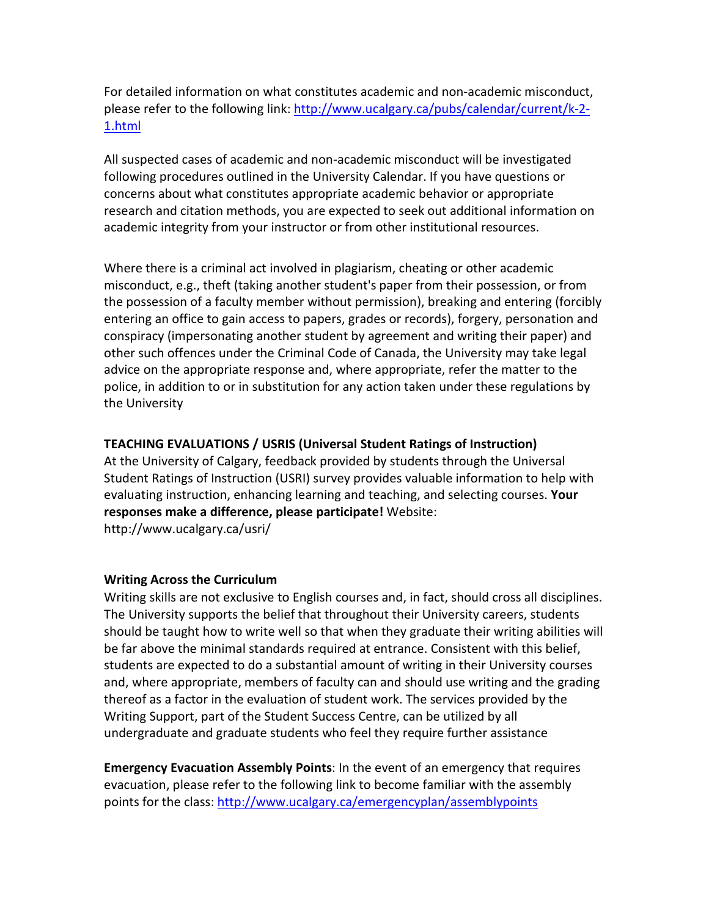For detailed information on what constitutes academic and non-academic misconduct, please refer to the following link: http://www.ucalgary.ca/pubs/calendar/current/k-2-1.html

All suspected cases of academic and non-academic misconduct will be investigated following procedures outlined in the University Calendar. If you have questions or concerns about what constitutes appropriate academic behavior or appropriate research and citation methods, you are expected to seek out additional information on academic integrity from your instructor or from other institutional resources.

Where there is a criminal act involved in plagiarism, cheating or other academic misconduct, e.g., theft (taking another student's paper from their possession, or from the possession of a faculty member without permission), breaking and entering (forcibly entering an office to gain access to papers, grades or records), forgery, personation and conspiracy (impersonating another student by agreement and writing their paper) and other such offences under the Criminal Code of Canada, the University may take legal advice on the appropriate response and, where appropriate, refer the matter to the police, in addition to or in substitution for any action taken under these regulations by the University

**TEACHING EVALUATIONS / USRIS (Universal Student Ratings of Instruction)**

At the University of Calgary, feedback provided by students through the Universal Student Ratings of Instruction (USRI) survey provides valuable information to help with evaluating instruction, enhancing learning and teaching, and selecting courses. **Your responses make a difference, please participate!** Website: http://www.ucalgary.ca/usri/

**Writing Across the Curriculum**

Writing skills are not exclusive to English courses and, in fact, should cross all disciplines. The University supports the belief that throughout their University careers, students should be taught how to write well so that when they graduate their writing abilities will be far above the minimal standards required at entrance. Consistent with this belief, students are expected to do a substantial amount of writing in their University courses and, where appropriate, members of faculty can and should use writing and the grading thereof as a factor in the evaluation of student work. The services provided by the Writing Support, part of the Student Success Centre, can be utilized by all undergraduate and graduate students who feel they require further assistance

**Emergency Evacuation Assembly Points**: In the event of an emergency that requires evacuation, please refer to the following link to become familiar with the assembly points for the class: http://www.ucalgary.ca/emergencyplan/assemblypoints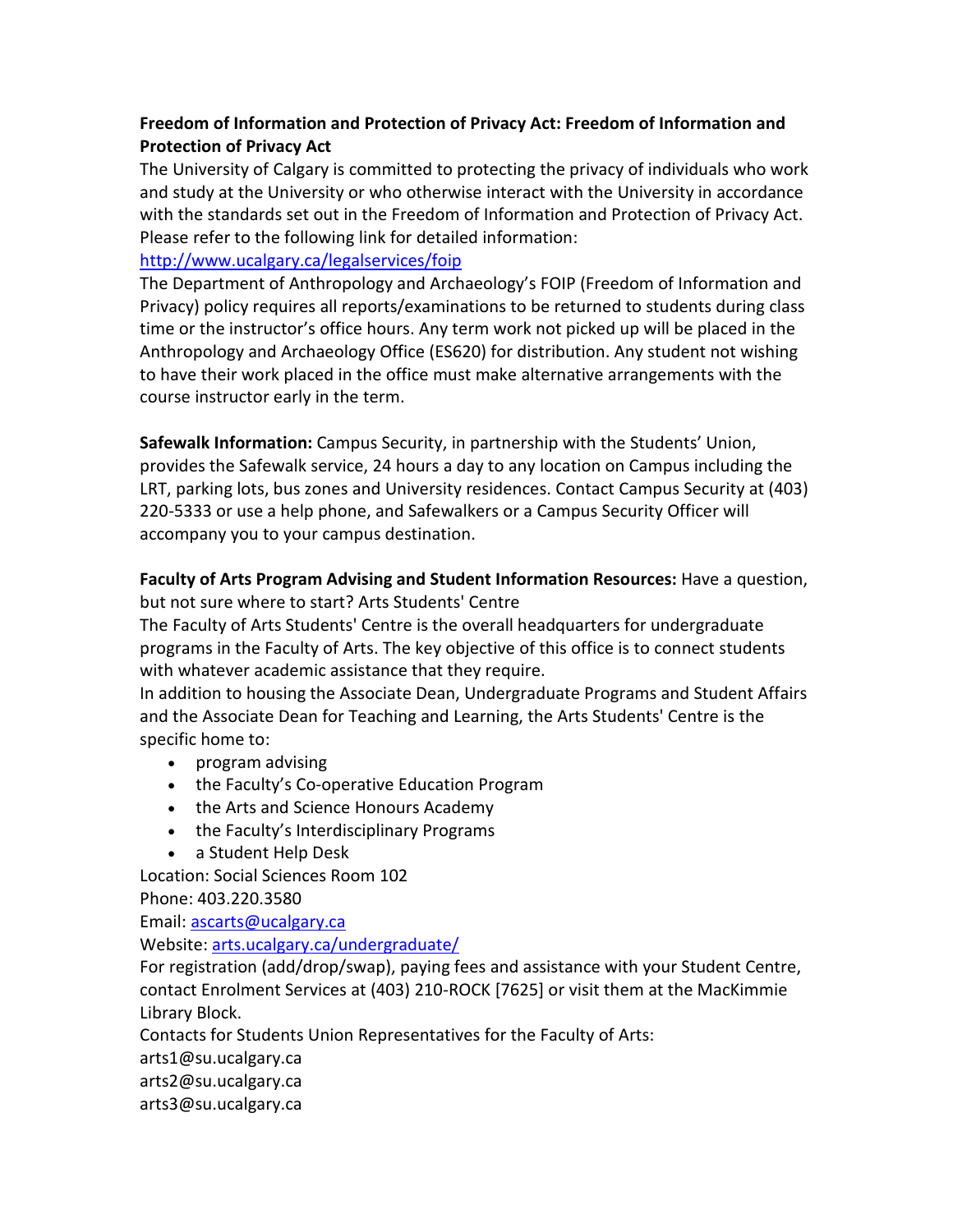**Freedom of Information and Protection of Privacy Act: Freedom of Information and Protection of Privacy Act**
The University of Calgary is committed to protecting the privacy of individuals who work and study at the University or who otherwise interact with the University in accordance with the standards set out in the Freedom of Information and Protection of Privacy Act. Please refer to the following link for detailed information:
[http://www.ucalgary.ca/legalservices/foip](http://www.ucalgary.ca/legalservices/foip)
The Department of Anthropology and Archaeology's FOIP (Freedom of Information and Privacy) policy requires all reports/examinations to be returned to students during class time or the instructor's office hours. Any term work not picked up will be placed in the Anthropology and Archaeology Office (ES620) for distribution. Any student not wishing to have their work placed in the office must make alternative arrangements with the course instructor early in the term.

**Safewalk Information:** Campus Security, in partnership with the Students' Union, provides the Safewalk service, 24 hours a day to any location on Campus including the LRT, parking lots, bus zones and University residences. Contact Campus Security at (403) 220-5333 or use a help phone, and Safewalkers or a Campus Security Officer will accompany you to your campus destination.

**Faculty of Arts Program Advising and Student Information Resources:** Have a question, but not sure where to start? Arts Students' Centre
The Faculty of Arts Students' Centre is the overall headquarters for undergraduate programs in the Faculty of Arts. The key objective of this office is to connect students with whatever academic assistance that they require.
In addition to housing the Associate Dean, Undergraduate Programs and Student Affairs and the Associate Dean for Teaching and Learning, the Arts Students' Centre is the specific home to:

- program advising
- the Faculty's Co-operative Education Program
- the Arts and Science Honours Academy
- the Faculty's Interdisciplinary Programs
- a Student Help Desk

Location: Social Sciences Room 102
Phone: 403.220.3580
Email: [ascarts@ucalgary.ca](mailto:ascarts@ucalgary.ca)
Website: [arts.ucalgary.ca/undergraduate/](arts.ucalgary.ca/undergraduate/)
For registration (add/drop/swap), paying fees and assistance with your Student Centre, contact Enrolment Services at (403) 210-ROCK [7625] or visit them at the MacKimmie Library Block.
Contacts for Students Union Representatives for the Faculty of Arts:
arts1@su.ucalgary.ca
arts2@su.ucalgary.ca
arts3@su.ucalgary.ca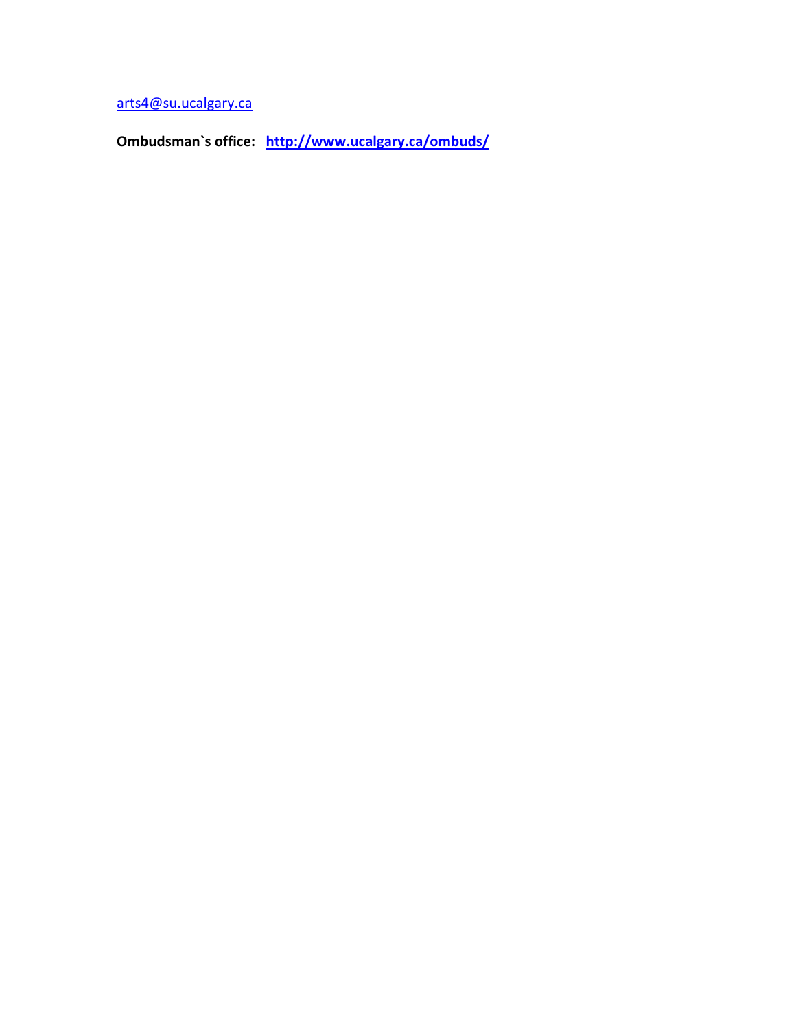[arts4@su.ucalgary.ca](mailto:arts4@su.ucalgary.ca)

**Ombudsman`s office:** **[http://www.ucalgary.ca/ombuds/](http://www.ucalgary.ca/ombuds/)**